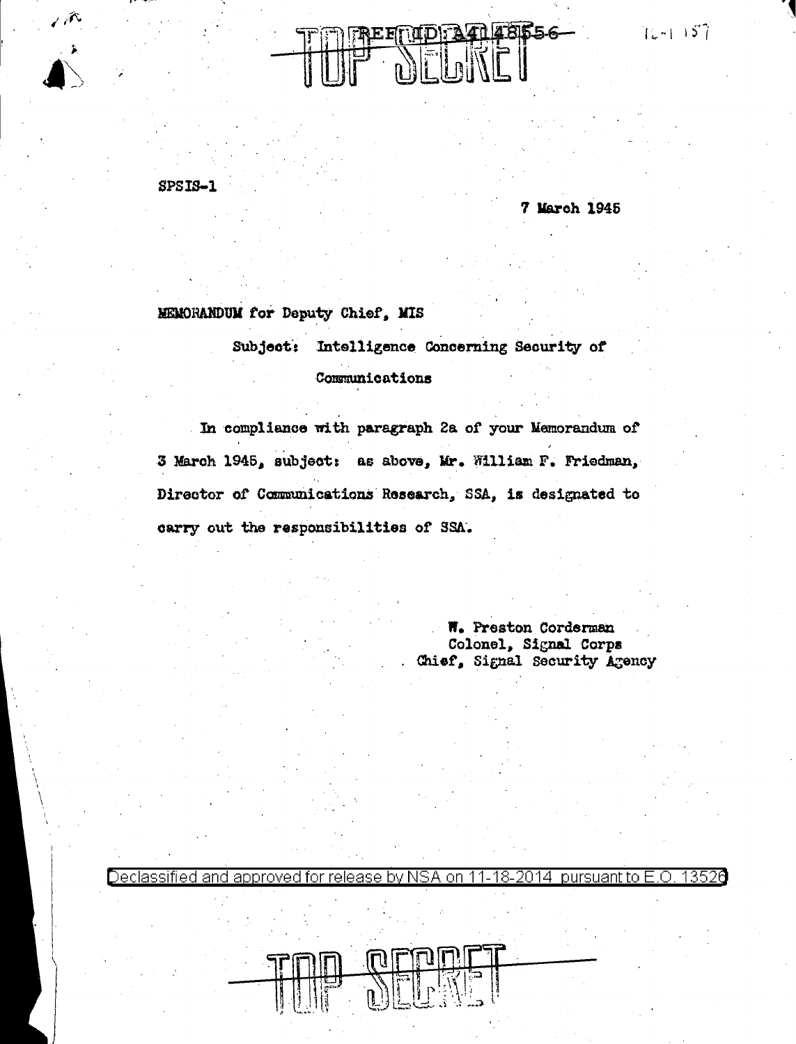TOP SECRET

SPSIS-1

7 March 1945

MEMORANDUM for Deputy Chief, MIS

Subject: Intelligence Concerning Security of Communications

In compliance with paragraph 2a of your Memorandum of 3 March 1945, subject: as above, Mr. William F. Friedman, Director of Communications Research, SSA, is designated to carry out the responsibilities of SSA.

W. Preston Corderman
Colonel, Signal Corps
Chief, Signal Security Agency

Declassified and approved for release by NSA on 11-18-2014 pursuant to E.O. 13526

TOP SECRET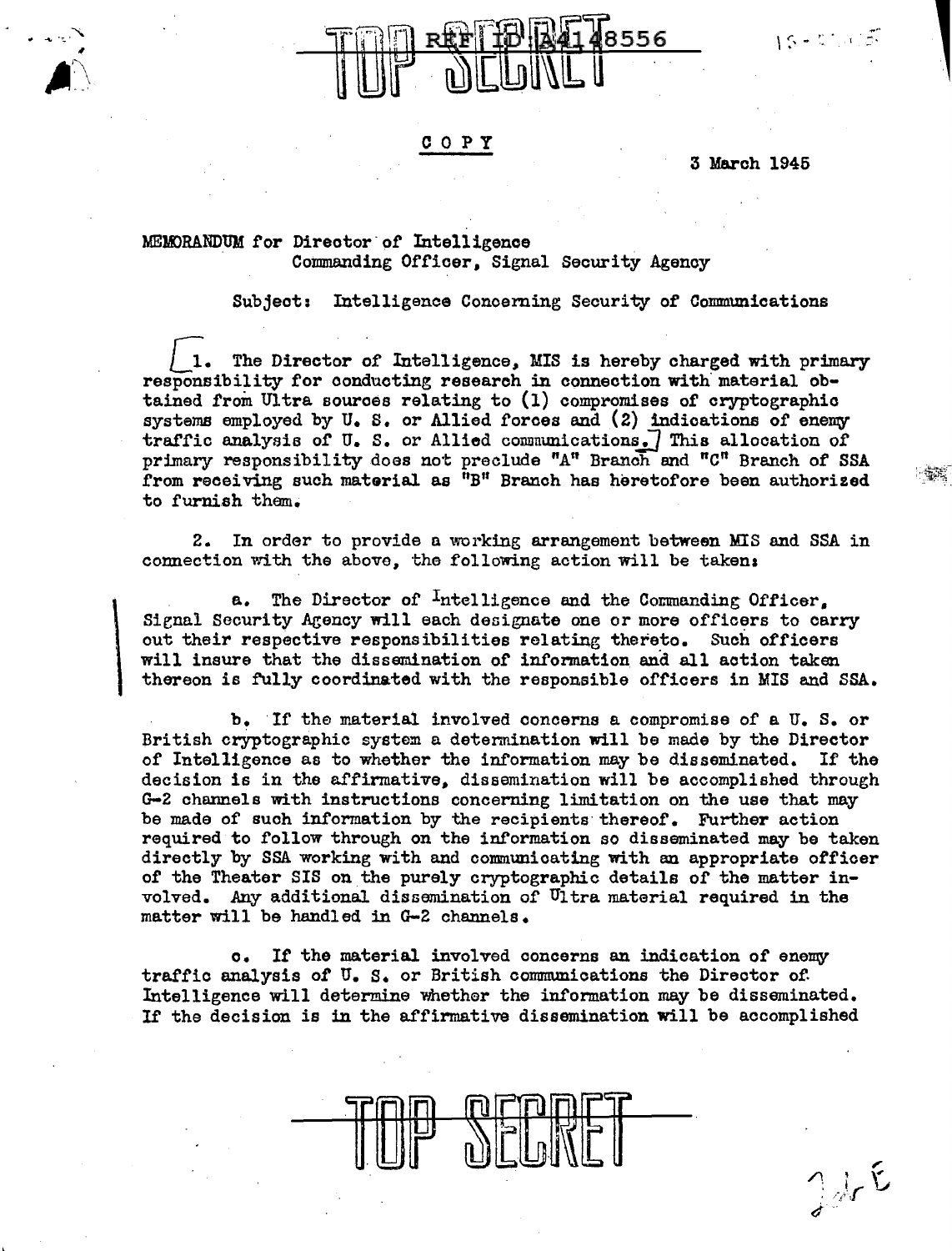TOP SECRET

REF ID:A4148556

COPY

3 March 1945

MEMORANDUM for Director of Intelligence
Commanding Officer, Signal Security Agency

Subject: Intelligence Concerning Security of Communications

1. The Director of Intelligence, MIS is hereby charged with primary responsibility for conducting research in connection with material obtained from Ultra sources relating to (1) compromises of cryptographic systems employed by U. S. or Allied forces and (2) indications of enemy traffic analysis of U. S. or Allied communications. This allocation of primary responsibility does not preclude "A" Branch and "C" Branch of SSA from receiving such material as "B" Branch has heretofore been authorized to furnish them.

2. In order to provide a working arrangement between MIS and SSA in connection with the above, the following action will be taken:

a. The Director of Intelligence and the Commanding Officer, Signal Security Agency will each designate one or more officers to carry out their respective responsibilities relating thereto. Such officers will insure that the dissemination of information and all action taken thereon is fully coordinated with the responsible officers in MIS and SSA.

b. If the material involved concerns a compromise of a U. S. or British cryptographic system a determination will be made by the Director of Intelligence as to whether the information may be disseminated. If the decision is in the affirmative, dissemination will be accomplished through G-2 channels with instructions concerning limitation on the use that may be made of such information by the recipients thereof. Further action required to follow through on the information so disseminated may be taken directly by SSA working with and communicating with an appropriate officer of the Theater SIS on the purely cryptographic details of the matter involved. Any additional dissemination of Ultra material required in the matter will be handled in G-2 channels.

c. If the material involved concerns an indication of enemy traffic analysis of U. S. or British communications the Director of Intelligence will determine whether the information may be disseminated. If the decision is in the affirmative dissemination will be accomplished

TOP SECRET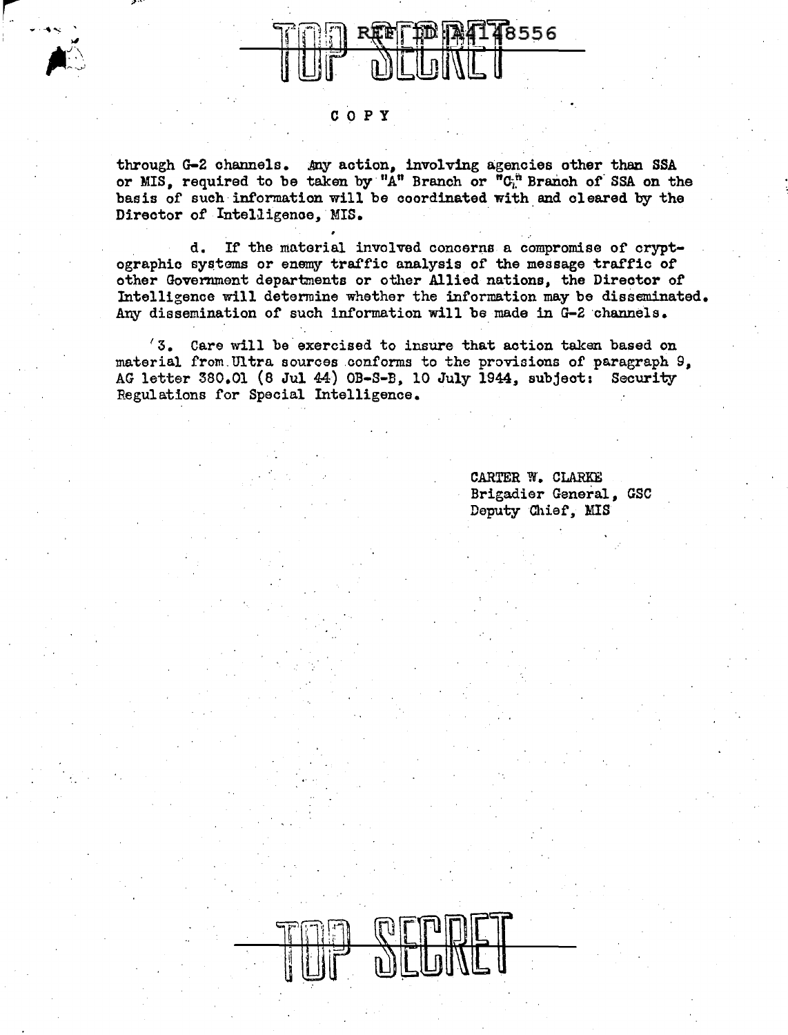COPY

through G-2 channels. Any action, involving agencies other than SSA or MIS, required to be taken by "A" Branch or "C" Branch of SSA on the basis of such information will be coordinated with and cleared by the Director of Intelligence, MIS.

d. If the material involved concerns a compromise of cryptographic systems or enemy traffic analysis of the message traffic of other Government departments or other Allied nations, the Director of Intelligence will determine whether the information may be disseminated. Any dissemination of such information will be made in G-2 channels.

3. Care will be exercised to insure that action taken based on material from Ultra sources conforms to the provisions of paragraph 9, AG letter 380.01 (8 Jul 44) OB-S-B, 10 July 1944, subject: Security Regulations for Special Intelligence.

CARTER W. CLARKE
Brigadier General, GSC
Deputy Chief, MIS